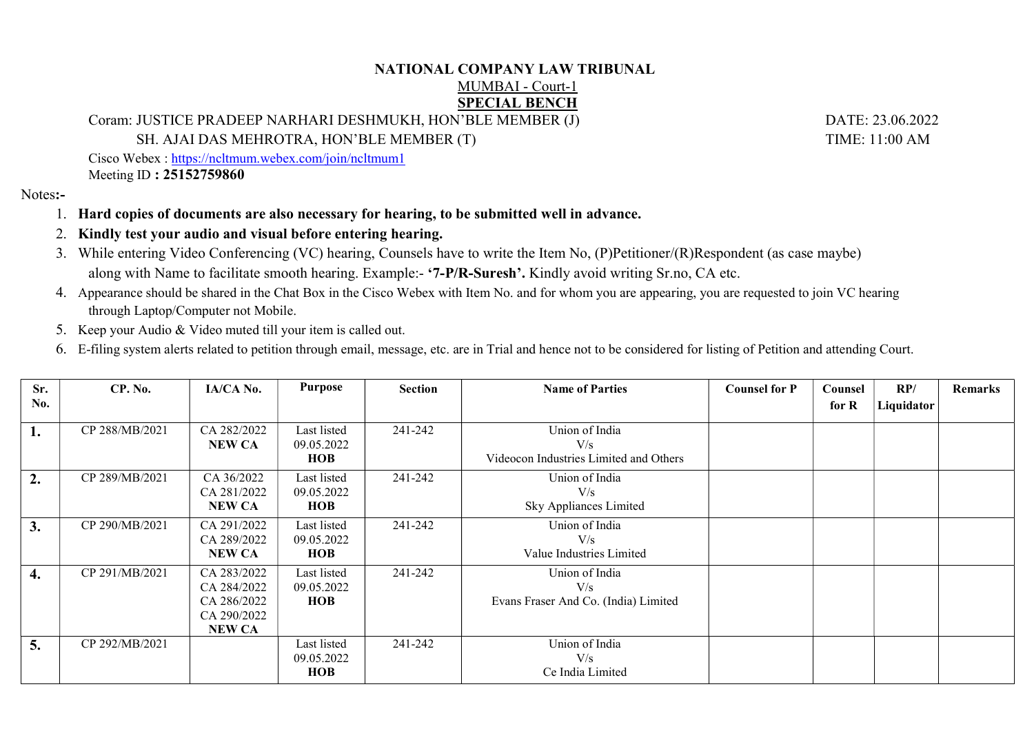# NATIONAL COMPANY LAW TRIBUNAL

MUMBAI - Court-1

**SPECIAL BENCH**

Coram: JUSTICE PRADEEP NARHARI DESHMUKH, HON'BLE MEMBER (J) DATE: 23.06.2022

SH. AJAI DAS MEHROTRA, HON'BLE MEMBER (T) TIME: 11:00 AM

Cisco Webex : https://ncltmum.webex.com/join/ncltmum1

Meeting ID **: 25152759860**

Notes**:-**

1. **Hard copies of documents are also necessary for hearing, to be submitted well in advance.**
2. **Kindly test your audio and visual before entering hearing.**
3. While entering Video Conferencing (VC) hearing, Counsels have to write the Item No, (P)Petitioner/(R)Respondent (as case maybe) along with Name to facilitate smooth hearing. Example:- **'7-P/R-Suresh'.** Kindly avoid writing Sr.no, CA etc.
4. Appearance should be shared in the Chat Box in the Cisco Webex with Item No. and for whom you are appearing, you are requested to join VC hearing through Laptop/Computer not Mobile.
5. Keep your Audio & Video muted till your item is called out.
6. E-filing system alerts related to petition through email, message, etc. are in Trial and hence not to be considered for listing of Petition and attending Court.

| Sr. No. | CP. No. | IA/CA No. | Purpose | Section | Name of Parties | Counsel for P | Counsel for R | RP/ Liquidator | Remarks |
|---|---|---|---|---|---|---|---|---|---|
| **1.** | CP 288/MB/2021 | CA 282/2022 **NEW CA** | Last listed 09.05.2022 **HOB** | 241-242 | Union of India V/s Videocon Industries Limited and Others | | | | |
| **2.** | CP 289/MB/2021 | CA 36/2022 CA 281/2022 **NEW CA** | Last listed 09.05.2022 **HOB** | 241-242 | Union of India V/s Sky Appliances Limited | | | | |
| **3.** | CP 290/MB/2021 | CA 291/2022 CA 289/2022 **NEW CA** | Last listed 09.05.2022 **HOB** | 241-242 | Union of India V/s Value Industries Limited | | | | |
| **4.** | CP 291/MB/2021 | CA 283/2022 CA 284/2022 CA 286/2022 CA 290/2022 **NEW CA** | Last listed 09.05.2022 **HOB** | 241-242 | Union of India V/s Evans Fraser And Co. (India) Limited | | | | |
| **5.** | CP 292/MB/2021 | | Last listed 09.05.2022 **HOB** | 241-242 | Union of India V/s Ce India Limited | | | | |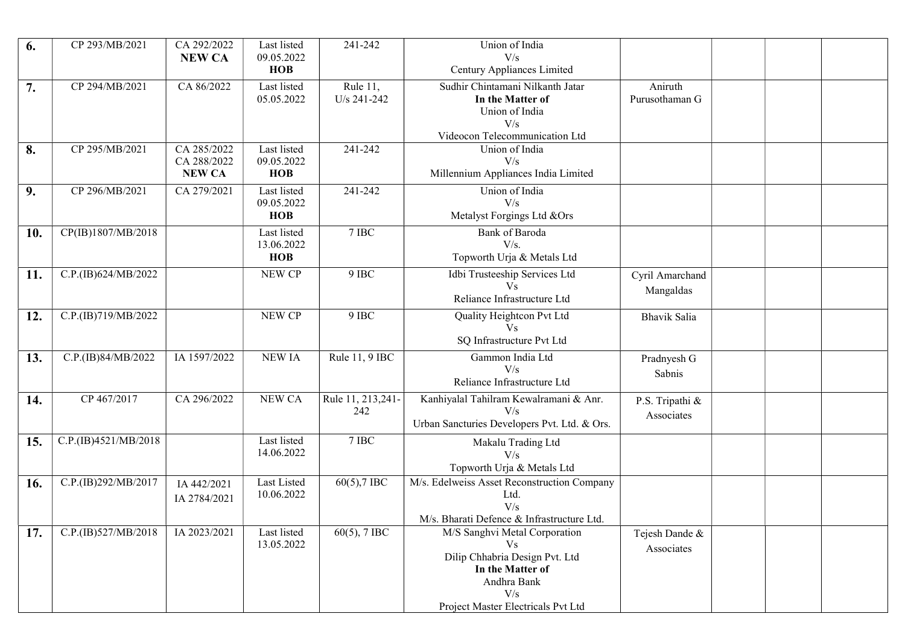| 6. | CP 293/MB/2021 | CA 292/2022 **NEW CA** | Last listed 09.05.2022 **HOB** | 241-242 | Union of India V/s Century Appliances Limited | | | | |
|---|---|---|---|---|---|---|---|---|---|
| **7.** | CP 294/MB/2021 | CA 86/2022 | Last listed 05.05.2022 | Rule 11, U/s 241-242 | Sudhir Chintamani Nilkanth Jatar **In the Matter of** Union of India V/s Videocon Telecommunication Ltd | Aniruth Purusothaman G | | | |
| **8.** | CP 295/MB/2021 | CA 285/2022 CA 288/2022 **NEW CA** | Last listed 09.05.2022 **HOB** | 241-242 | Union of India V/s Millennium Appliances India Limited | | | | |
| **9.** | CP 296/MB/2021 | CA 279/2021 | Last listed 09.05.2022 **HOB** | 241-242 | Union of India V/s Metalyst Forgings Ltd &Ors | | | | |
| **10.** | CP(IB)1807/MB/2018 | | Last listed 13.06.2022 **HOB** | 7 IBC | Bank of Baroda V/s. Topworth Urja & Metals Ltd | | | | |
| **11.** | C.P.(IB)624/MB/2022 | | NEW CP | 9 IBC | Idbi Trusteeship Services Ltd Vs Reliance Infrastructure Ltd | Cyril Amarchand Mangaldas | | | |
| **12.** | C.P.(IB)719/MB/2022 | | NEW CP | 9 IBC | Quality Heightcon Pvt Ltd Vs SQ Infrastructure Pvt Ltd | Bhavik Salia | | | |
| **13.** | C.P.(IB)84/MB/2022 | IA 1597/2022 | NEW IA | Rule 11, 9 IBC | Gammon India Ltd V/s Reliance Infrastructure Ltd | Pradnyesh G Sabnis | | | |
| **14.** | CP 467/2017 | CA 296/2022 | NEW CA | Rule 11, 213,241-242 | Kanhiyalal Tahilram Kewalramani & Anr. V/s Urban Sancturies Developers Pvt. Ltd. & Ors. | P.S. Tripathi & Associates | | | |
| **15.** | C.P.(IB)4521/MB/2018 | | Last listed 14.06.2022 | 7 IBC | Makalu Trading Ltd V/s Topworth Urja & Metals Ltd | | | | |
| **16.** | C.P.(IB)292/MB/2017 | IA 442/2021 IA 2784/2021 | Last Listed 10.06.2022 | 60(5),7 IBC | M/s. Edelweiss Asset Reconstruction Company Ltd. V/s M/s. Bharati Defence & Infrastructure Ltd. | | | | |
| **17.** | C.P.(IB)527/MB/2018 | IA 2023/2021 | Last listed 13.05.2022 | 60(5), 7 IBC | M/S Sanghvi Metal Corporation Vs Dilip Chhabria Design Pvt. Ltd **In the Matter of** Andhra Bank V/s Project Master Electricals Pvt Ltd | Tejesh Dande & Associates | | | |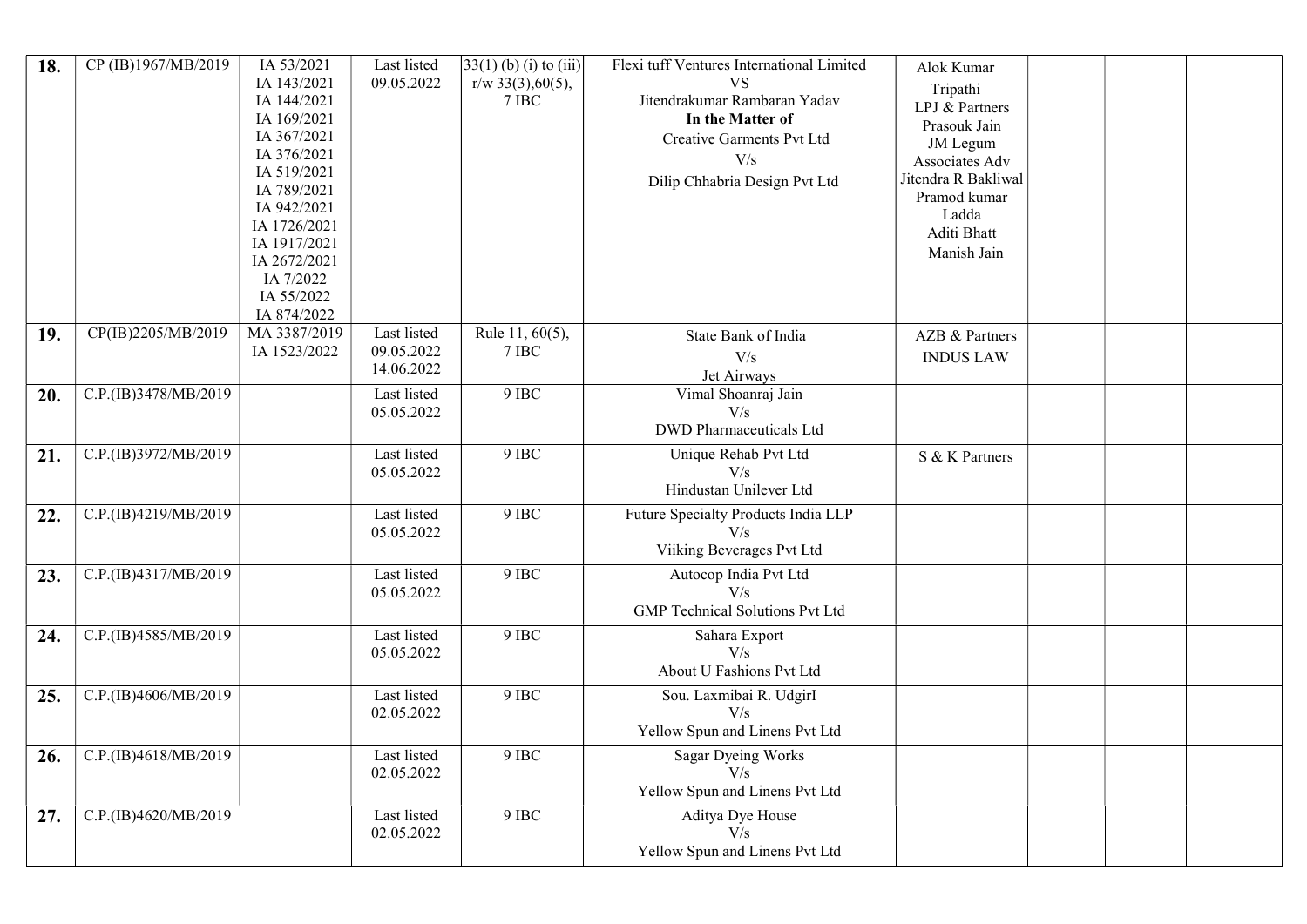| 18. | CP (IB)1967/MB/2019 | IA 53/2021<br>IA 143/2021<br>IA 144/2021<br>IA 169/2021<br>IA 367/2021<br>IA 376/2021<br>IA 519/2021<br>IA 789/2021<br>IA 942/2021<br>IA 1726/2021<br>IA 1917/2021<br>IA 2672/2021<br>IA 7/2022<br>IA 55/2022<br>IA 874/2022 | Last listed<br>09.05.2022 | 33(1) (b) (i) to (iii) r/w 33(3),60(5), 7 IBC | Flexi tuff Ventures International Limited<br>VS<br>Jitendrakumar Rambaran Yadav<br>**In the Matter of**<br>Creative Garments Pvt Ltd<br>V/s<br>Dilip Chhabria Design Pvt Ltd | Alok Kumar Tripathi<br>LPJ & Partners<br>Prasouk Jain<br>JM Legum Associates Adv<br>Jitendra R Bakliwal<br>Pramod kumar Ladda<br>Aditi Bhatt<br>Manish Jain | | | |
|---|---|---|---|---|---|---|---|---|---|
| 19. | CP(IB)2205/MB/2019 | MA 3387/2019<br>IA 1523/2022 | Last listed<br>09.05.2022<br>14.06.2022 | Rule 11, 60(5), 7 IBC | State Bank of India<br>V/s<br>Jet Airways | AZB & Partners<br>INDUS LAW | | | |
| 20. | C.P.(IB)3478/MB/2019 | | Last listed<br>05.05.2022 | 9 IBC | Vimal Shoanraj Jain<br>V/s<br>DWD Pharmaceuticals Ltd | | | | |
| 21. | C.P.(IB)3972/MB/2019 | | Last listed<br>05.05.2022 | 9 IBC | Unique Rehab Pvt Ltd<br>V/s<br>Hindustan Unilever Ltd | S & K Partners | | | |
| 22. | C.P.(IB)4219/MB/2019 | | Last listed<br>05.05.2022 | 9 IBC | Future Specialty Products India LLP<br>V/s<br>Viiking Beverages Pvt Ltd | | | | |
| 23. | C.P.(IB)4317/MB/2019 | | Last listed<br>05.05.2022 | 9 IBC | Autocop India Pvt Ltd<br>V/s<br>GMP Technical Solutions Pvt Ltd | | | | |
| 24. | C.P.(IB)4585/MB/2019 | | Last listed<br>05.05.2022 | 9 IBC | Sahara Export<br>V/s<br>About U Fashions Pvt Ltd | | | | |
| 25. | C.P.(IB)4606/MB/2019 | | Last listed<br>02.05.2022 | 9 IBC | Sou. Laxmibai R. UdgirI<br>V/s<br>Yellow Spun and Linens Pvt Ltd | | | | |
| 26. | C.P.(IB)4618/MB/2019 | | Last listed<br>02.05.2022 | 9 IBC | Sagar Dyeing Works<br>V/s<br>Yellow Spun and Linens Pvt Ltd | | | | |
| 27. | C.P.(IB)4620/MB/2019 | | Last listed<br>02.05.2022 | 9 IBC | Aditya Dye House<br>V/s<br>Yellow Spun and Linens Pvt Ltd | | | | |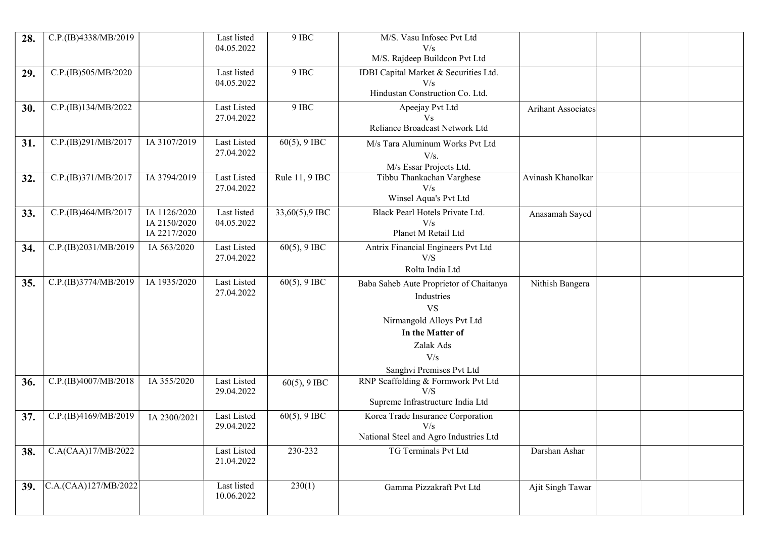| 28. | C.P.(IB)4338/MB/2019 | | Last listed 04.05.2022 | 9 IBC | M/S. Vasu Infosec Pvt Ltd V/s M/S. Rajdeep Buildcon Pvt Ltd | | | | |
|---|---|---|---|---|---|---|---|---|---|
| 29. | C.P.(IB)505/MB/2020 | | Last listed 04.05.2022 | 9 IBC | IDBI Capital Market & Securities Ltd. V/s Hindustan Construction Co. Ltd. | | | | |
| 30. | C.P.(IB)134/MB/2022 | | Last Listed 27.04.2022 | 9 IBC | Apeejay Pvt Ltd Vs Reliance Broadcast Network Ltd | Arihant Associates | | | |
| 31. | C.P.(IB)291/MB/2017 | IA 3107/2019 | Last Listed 27.04.2022 | 60(5), 9 IBC | M/s Tara Aluminum Works Pvt Ltd V/s. M/s Essar Projects Ltd. | | | | |
| 32. | C.P.(IB)371/MB/2017 | IA 3794/2019 | Last Listed 27.04.2022 | Rule 11, 9 IBC | Tibbu Thankachan Varghese V/s Winsel Aqua's Pvt Ltd | Avinash Khanolkar | | | |
| 33. | C.P.(IB)464/MB/2017 | IA 1126/2020 IA 2150/2020 IA 2217/2020 | Last listed 04.05.2022 | 33,60(5),9 IBC | Black Pearl Hotels Private Ltd. V/s Planet M Retail Ltd | Anasamah Sayed | | | |
| 34. | C.P.(IB)2031/MB/2019 | IA 563/2020 | Last Listed 27.04.2022 | 60(5), 9 IBC | Antrix Financial Engineers Pvt Ltd V/S Rolta India Ltd | | | | |
| 35. | C.P.(IB)3774/MB/2019 | IA 1935/2020 | Last Listed 27.04.2022 | 60(5), 9 IBC | Baba Saheb Aute Proprietor of Chaitanya Industries VS Nirmangold Alloys Pvt Ltd **In the Matter of** Zalak Ads V/s Sanghvi Premises Pvt Ltd | Nithish Bangera | | | |
| 36. | C.P.(IB)4007/MB/2018 | IA 355/2020 | Last Listed 29.04.2022 | 60(5), 9 IBC | RNP Scaffolding & Formwork Pvt Ltd V/S Supreme Infrastructure India Ltd | | | | |
| 37. | C.P.(IB)4169/MB/2019 | IA 2300/2021 | Last Listed 29.04.2022 | 60(5), 9 IBC | Korea Trade Insurance Corporation V/s National Steel and Agro Industries Ltd | | | | |
| 38. | C.A(CAA)17/MB/2022 | | Last Listed 21.04.2022 | 230-232 | TG Terminals Pvt Ltd | Darshan Ashar | | | |
| 39. | C.A.(CAA)127/MB/2022 | | Last listed 10.06.2022 | 230(1) | Gamma Pizzakraft Pvt Ltd | Ajit Singh Tawar | | | |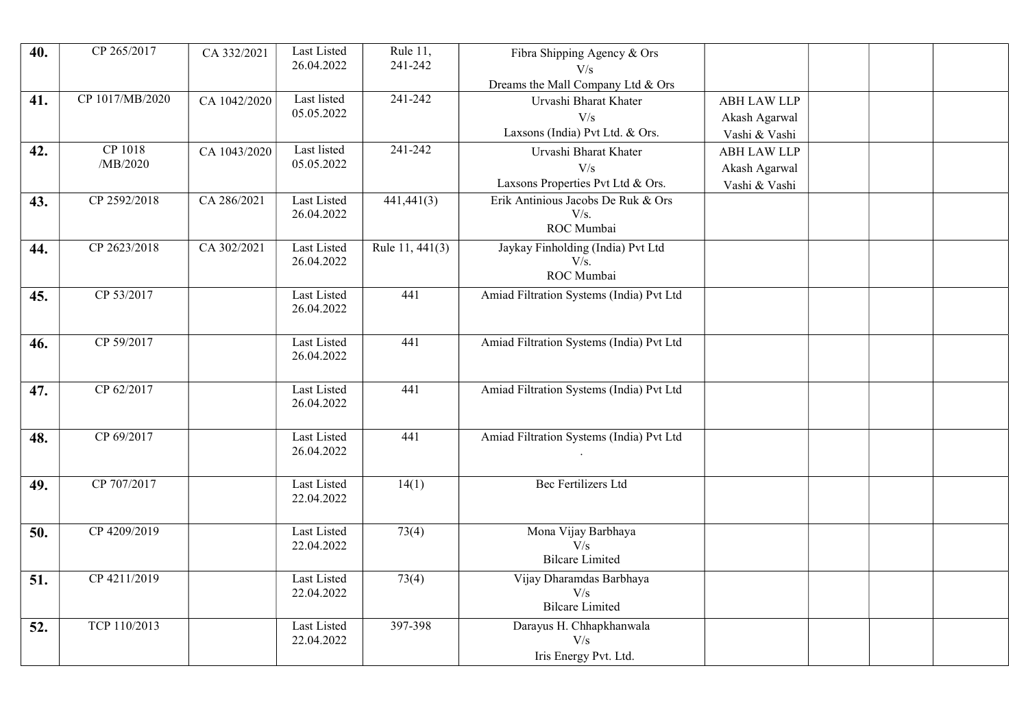| 40. | CP 265/2017 | CA 332/2021 | Last Listed 26.04.2022 | Rule 11, 241-242 | Fibra Shipping Agency & Ors V/s Dreams the Mall Company Ltd & Ors | | | | |
|---|---|---|---|---|---|---|---|---|---|
| 41. | CP 1017/MB/2020 | CA 1042/2020 | Last listed 05.05.2022 | 241-242 | Urvashi Bharat Khater V/s Laxsons (India) Pvt Ltd. & Ors. | ABH LAW LLP Akash Agarwal Vashi & Vashi | | | |
| 42. | CP 1018 /MB/2020 | CA 1043/2020 | Last listed 05.05.2022 | 241-242 | Urvashi Bharat Khater V/s Laxsons Properties Pvt Ltd & Ors. | ABH LAW LLP Akash Agarwal Vashi & Vashi | | | |
| 43. | CP 2592/2018 | CA 286/2021 | Last Listed 26.04.2022 | 441,441(3) | Erik Antinious Jacobs De Ruk & Ors V/s. ROC Mumbai | | | | |
| 44. | CP 2623/2018 | CA 302/2021 | Last Listed 26.04.2022 | Rule 11, 441(3) | Jaykay Finholding (India) Pvt Ltd V/s. ROC Mumbai | | | | |
| 45. | CP 53/2017 | | Last Listed 26.04.2022 | 441 | Amiad Filtration Systems (India) Pvt Ltd | | | | |
| 46. | CP 59/2017 | | Last Listed 26.04.2022 | 441 | Amiad Filtration Systems (India) Pvt Ltd | | | | |
| 47. | CP 62/2017 | | Last Listed 26.04.2022 | 441 | Amiad Filtration Systems (India) Pvt Ltd | | | | |
| 48. | CP 69/2017 | | Last Listed 26.04.2022 | 441 | Amiad Filtration Systems (India) Pvt Ltd . | | | | |
| 49. | CP 707/2017 | | Last Listed 22.04.2022 | 14(1) | Bec Fertilizers Ltd | | | | |
| 50. | CP 4209/2019 | | Last Listed 22.04.2022 | 73(4) | Mona Vijay Barbhaya V/s Bilcare Limited | | | | |
| 51. | CP 4211/2019 | | Last Listed 22.04.2022 | 73(4) | Vijay Dharamdas Barbhaya V/s Bilcare Limited | | | | |
| 52. | TCP 110/2013 | | Last Listed 22.04.2022 | 397-398 | Darayus H. Chhapkhanwala V/s Iris Energy Pvt. Ltd. | | | | |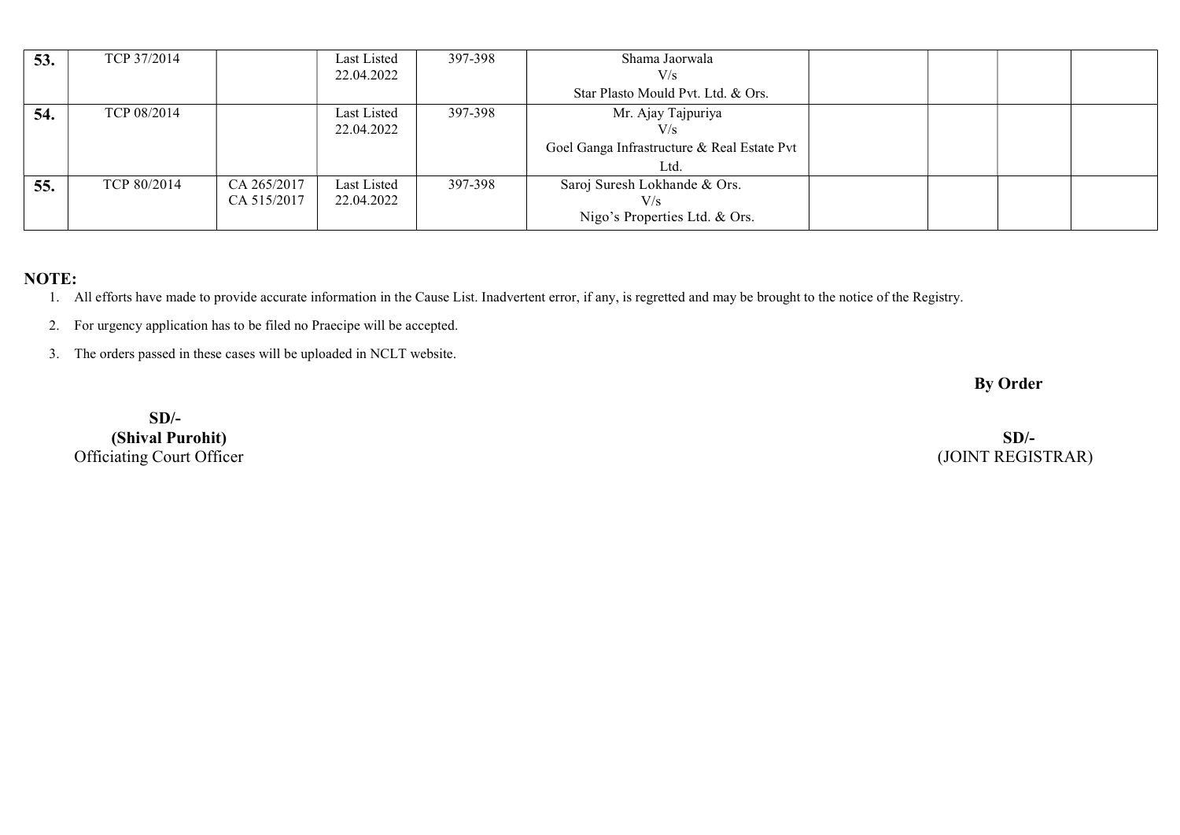| | | | | | | | | | |
|---|---|---|---|---|---|---|---|---|---|
| **53.** | TCP 37/2014 | | Last Listed 22.04.2022 | 397-398 | Shama Jaorwala V/s Star Plasto Mould Pvt. Ltd. & Ors. | | | | |
| **54.** | TCP 08/2014 | | Last Listed 22.04.2022 | 397-398 | Mr. Ajay Tajpuriya V/s Goel Ganga Infrastructure & Real Estate Pvt Ltd. | | | | |
| **55.** | TCP 80/2014 | CA 265/2017 CA 515/2017 | Last Listed 22.04.2022 | 397-398 | Saroj Suresh Lokhande & Ors. V/s Nigo's Properties Ltd. & Ors. | | | | |

**NOTE:**

1. All efforts have made to provide accurate information in the Cause List. Inadvertent error, if any, is regretted and may be brought to the notice of the Registry.
2. For urgency application has to be filed no Praecipe will be accepted.
3. The orders passed in these cases will be uploaded in NCLT website.

**By Order**

**SD/-**
**(Shival Purohit)**
Officiating Court Officer

**SD/-**
(JOINT REGISTRAR)